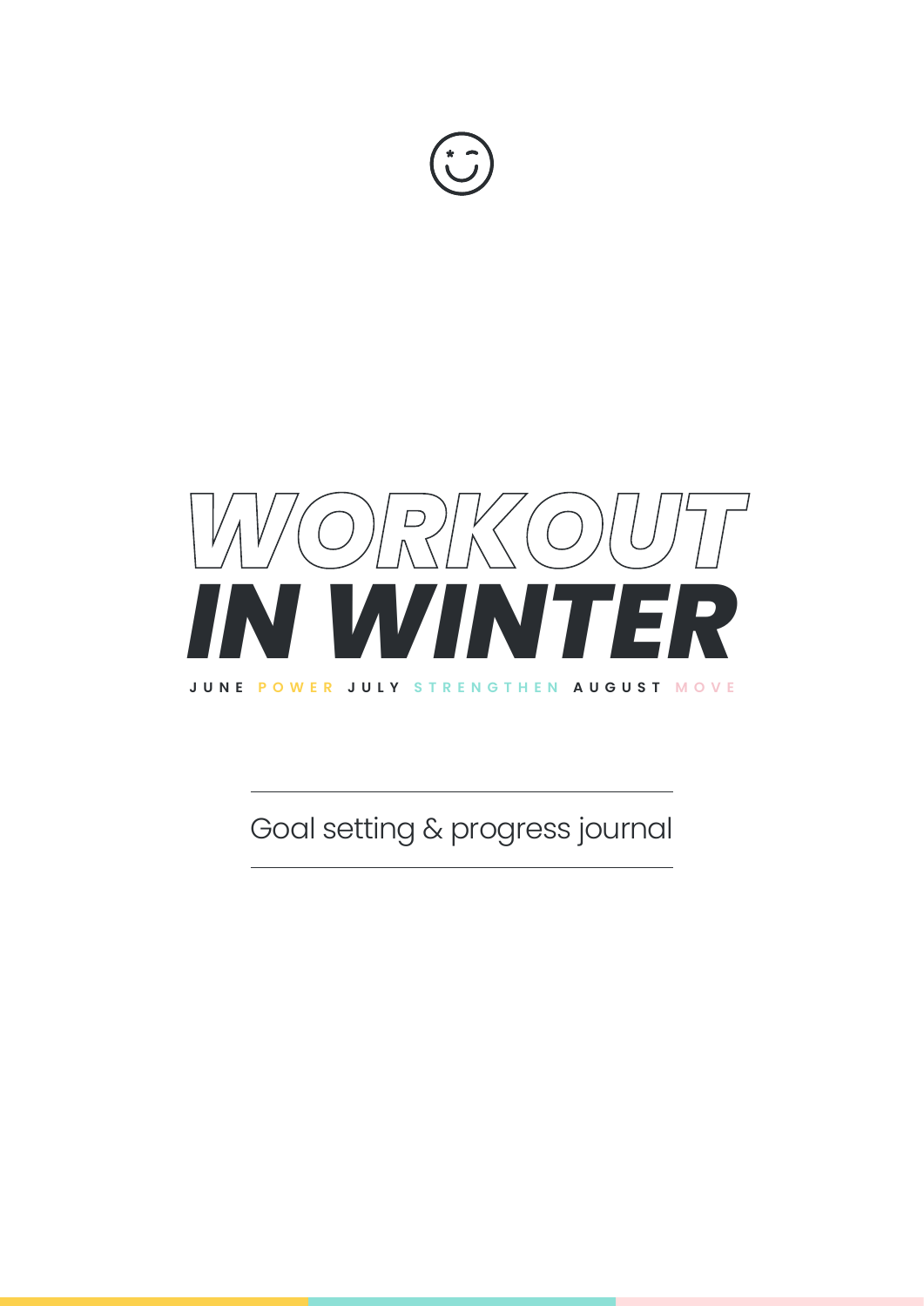# WORKOUT IN WINTER

JUNE POWER JULY STRENGTHEN AUGUST MOVE

Goal setting & progress journal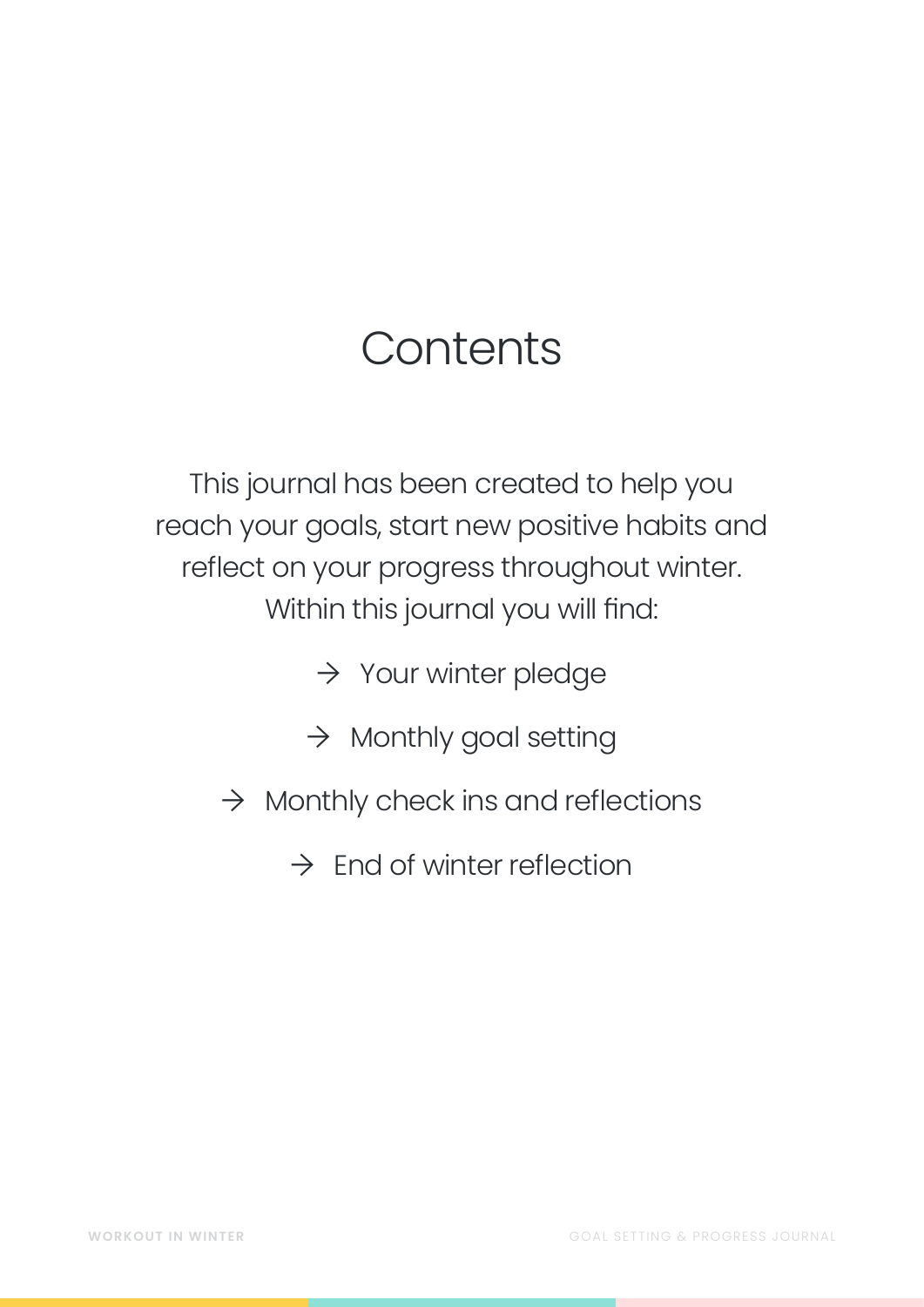# Contents

This journal has been created to help you reach your goals, start new positive habits and reflect on your progress throughout winter. Within this journal you will find:

→ Your winter pledge

→ Monthly goal setting

→ Monthly check ins and reflections

→ End of winter reflection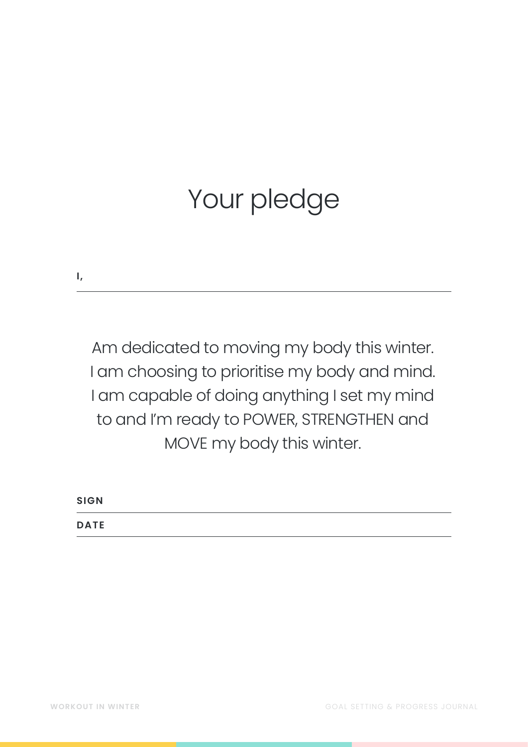# Your pledge

**I,** ______________________________________________

Am dedicated to moving my body this winter. I am choosing to prioritise my body and mind. I am capable of doing anything I set my mind to and I'm ready to POWER, STRENGTHEN and MOVE my body this winter.

**SIGN** ______________________________________________

**DATE** ______________________________________________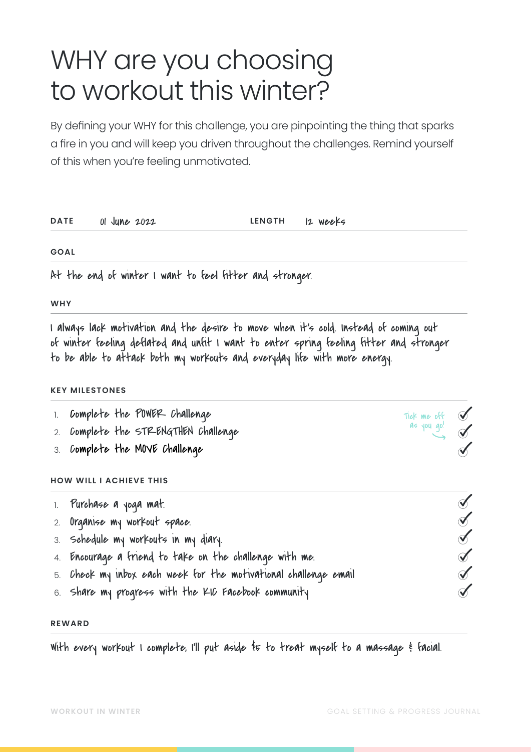# WHY are you choosing to workout this winter?

By defining your WHY for this challenge, you are pinpointing the thing that sparks a fire in you and will keep you driven throughout the challenges. Remind yourself of this when you're feeling unmotivated.

**DATE** 01 June 2022 **LENGTH** 12 weeks

**GOAL**

At the end of winter I want to feel fitter and stronger.

**WHY**

I always lack motivation and the desire to move when it's cold. Instead of coming out of winter feeling deflated and unfit I want to enter spring feeling fitter and stronger to be able to attack both my workouts and everyday life with more energy.

**KEY MILESTONES**

*Tick me off as you go!*

1. Complete the POWER Challenge ✓
2. Complete the STRENGTHEN Challenge ✓
3. Complete the MOVE Challenge ✓

**HOW WILL I ACHIEVE THIS**

1. Purchase a yoga mat. ✓
2. Organise my workout space. ✓
3. Schedule my workouts in my diary. ✓
4. Encourage a friend to take on the challenge with me. ✓
5. Check my inbox each week for the motivational challenge email ✓
6. Share my progress with the KIC Facebook community ✓

**REWARD**

With every workout I complete, I'll put aside $5 to treat myself to a massage & facial.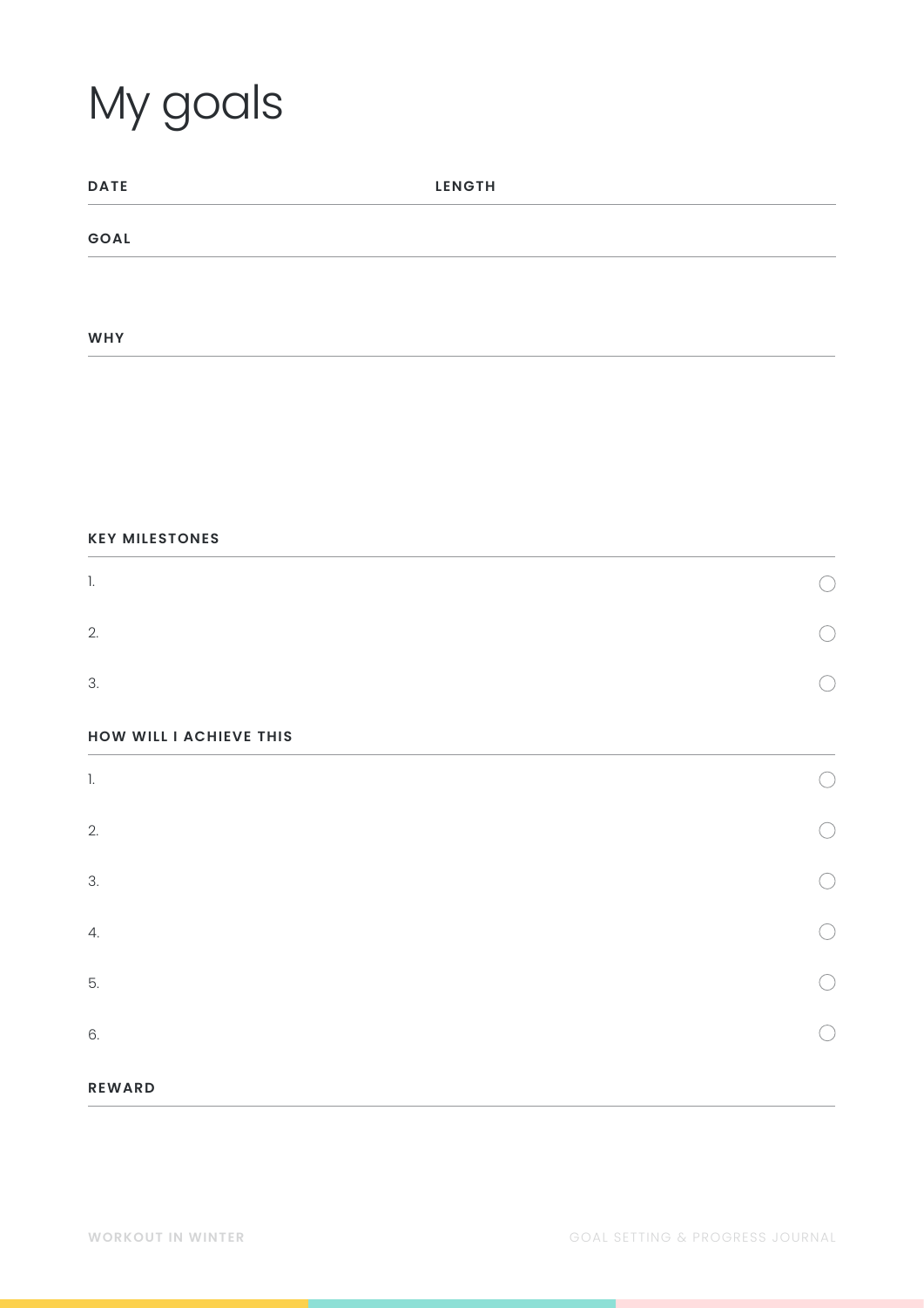# My goals

**DATE** **LENGTH**

**GOAL**

**WHY**

**KEY MILESTONES**

1. ○
2. ○
3. ○

**HOW WILL I ACHIEVE THIS**

1. ○
2. ○
3. ○
4. ○
5. ○
6. ○

**REWARD**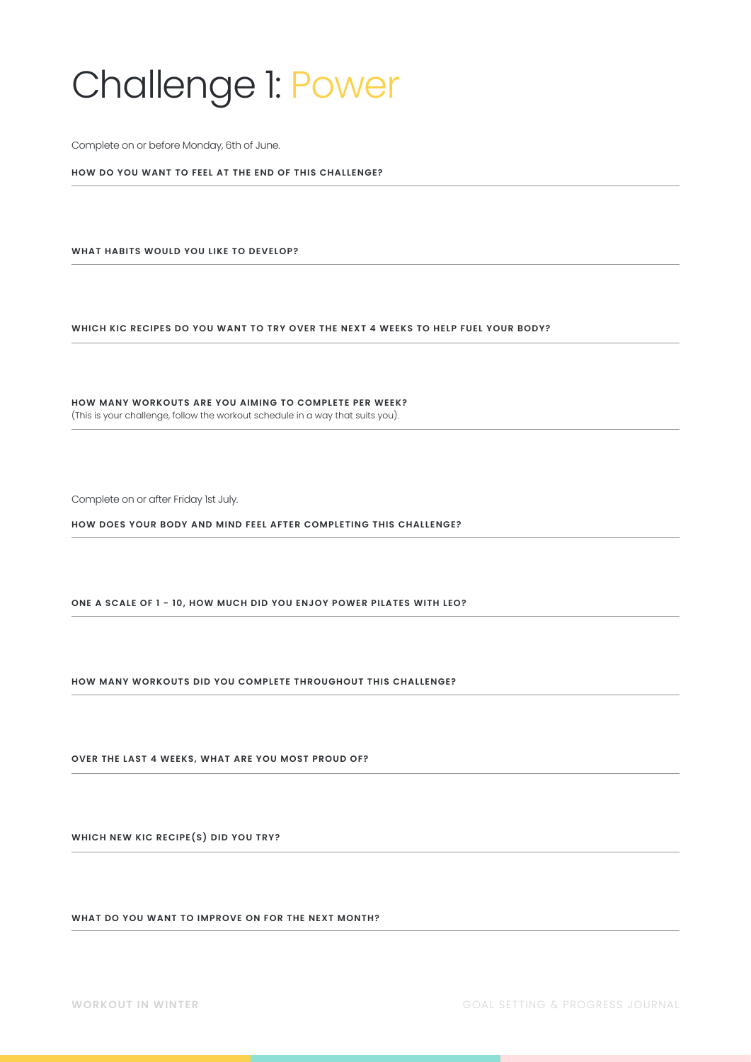# Challenge 1: Power

Complete on or before Monday, 6th of June.

**HOW DO YOU WANT TO FEEL AT THE END OF THIS CHALLENGE?**

**WHAT HABITS WOULD YOU LIKE TO DEVELOP?**

**WHICH KIC RECIPES DO YOU WANT TO TRY OVER THE NEXT 4 WEEKS TO HELP FUEL YOUR BODY?**

**HOW MANY WORKOUTS ARE YOU AIMING TO COMPLETE PER WEEK?**
(This is your challenge, follow the workout schedule in a way that suits you).

Complete on or after Friday 1st July.

**HOW DOES YOUR BODY AND MIND FEEL AFTER COMPLETING THIS CHALLENGE?**

**ONE A SCALE OF 1 - 10, HOW MUCH DID YOU ENJOY POWER PILATES WITH LEO?**

**HOW MANY WORKOUTS DID YOU COMPLETE THROUGHOUT THIS CHALLENGE?**

**OVER THE LAST 4 WEEKS, WHAT ARE YOU MOST PROUD OF?**

**WHICH NEW KIC RECIPE(S) DID YOU TRY?**

**WHAT DO YOU WANT TO IMPROVE ON FOR THE NEXT MONTH?**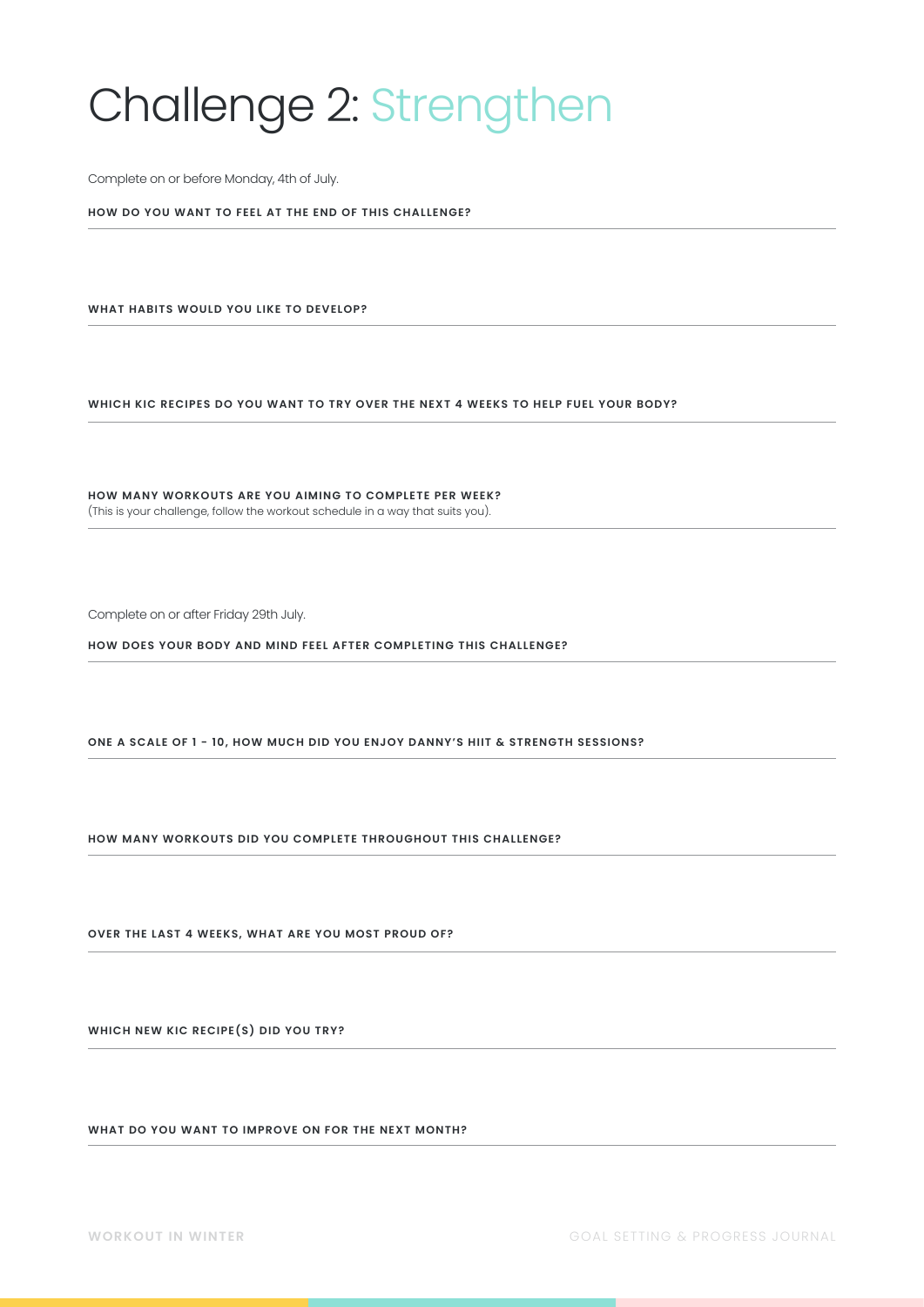# Challenge 2: Strengthen

Complete on or before Monday, 4th of July.

**HOW DO YOU WANT TO FEEL AT THE END OF THIS CHALLENGE?**

---

**WHAT HABITS WOULD YOU LIKE TO DEVELOP?**

---

**WHICH KIC RECIPES DO YOU WANT TO TRY OVER THE NEXT 4 WEEKS TO HELP FUEL YOUR BODY?**

---

**HOW MANY WORKOUTS ARE YOU AIMING TO COMPLETE PER WEEK?**
(This is your challenge, follow the workout schedule in a way that suits you).

---

Complete on or after Friday 29th July.

**HOW DOES YOUR BODY AND MIND FEEL AFTER COMPLETING THIS CHALLENGE?**

---

**ONE A SCALE OF 1 - 10, HOW MUCH DID YOU ENJOY DANNY'S HIIT & STRENGTH SESSIONS?**

---

**HOW MANY WORKOUTS DID YOU COMPLETE THROUGHOUT THIS CHALLENGE?**

---

**OVER THE LAST 4 WEEKS, WHAT ARE YOU MOST PROUD OF?**

---

**WHICH NEW KIC RECIPE(S) DID YOU TRY?**

---

**WHAT DO YOU WANT TO IMPROVE ON FOR THE NEXT MONTH?**

---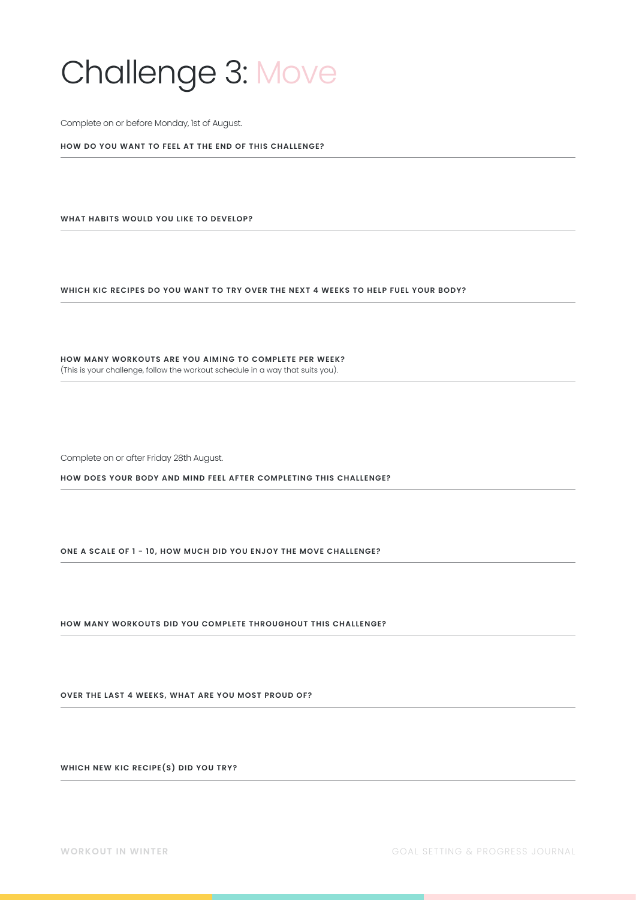# Challenge 3: Move

Complete on or before Monday, 1st of August.

**HOW DO YOU WANT TO FEEL AT THE END OF THIS CHALLENGE?**

---

**WHAT HABITS WOULD YOU LIKE TO DEVELOP?**

---

**WHICH KIC RECIPES DO YOU WANT TO TRY OVER THE NEXT 4 WEEKS TO HELP FUEL YOUR BODY?**

---

**HOW MANY WORKOUTS ARE YOU AIMING TO COMPLETE PER WEEK?**
(This is your challenge, follow the workout schedule in a way that suits you).

---

Complete on or after Friday 28th August.

**HOW DOES YOUR BODY AND MIND FEEL AFTER COMPLETING THIS CHALLENGE?**

---

**ONE A SCALE OF 1 - 10, HOW MUCH DID YOU ENJOY THE MOVE CHALLENGE?**

---

**HOW MANY WORKOUTS DID YOU COMPLETE THROUGHOUT THIS CHALLENGE?**

---

**OVER THE LAST 4 WEEKS, WHAT ARE YOU MOST PROUD OF?**

---

**WHICH NEW KIC RECIPE(S) DID YOU TRY?**

---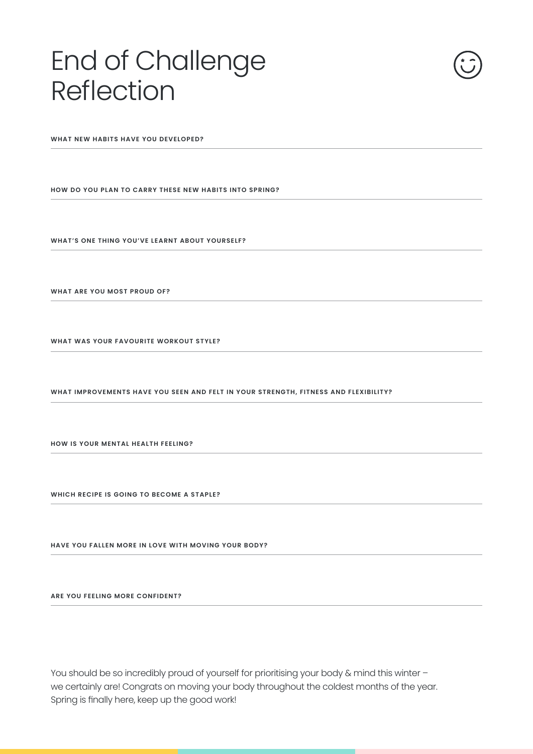# End of Challenge Reflection

**WHAT NEW HABITS HAVE YOU DEVELOPED?**

**HOW DO YOU PLAN TO CARRY THESE NEW HABITS INTO SPRING?**

**WHAT'S ONE THING YOU'VE LEARNT ABOUT YOURSELF?**

**WHAT ARE YOU MOST PROUD OF?**

**WHAT WAS YOUR FAVOURITE WORKOUT STYLE?**

**WHAT IMPROVEMENTS HAVE YOU SEEN AND FELT IN YOUR STRENGTH, FITNESS AND FLEXIBILITY?**

**HOW IS YOUR MENTAL HEALTH FEELING?**

**WHICH RECIPE IS GOING TO BECOME A STAPLE?**

**HAVE YOU FALLEN MORE IN LOVE WITH MOVING YOUR BODY?**

**ARE YOU FEELING MORE CONFIDENT?**

You should be so incredibly proud of yourself for prioritising your body & mind this winter – we certainly are! Congrats on moving your body throughout the coldest months of the year. Spring is finally here, keep up the good work!